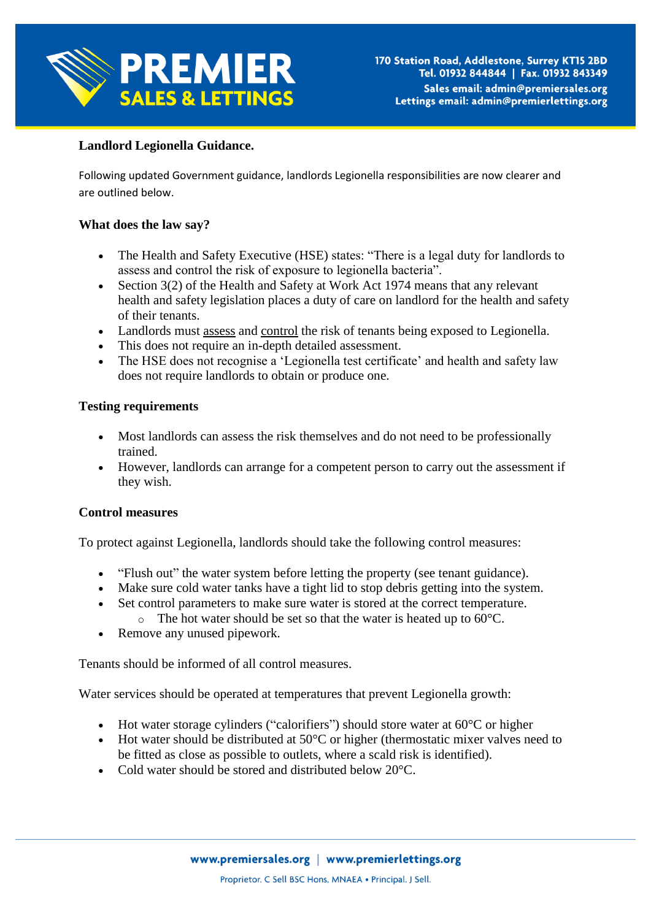**Landlord Legionella Guidance.**

Following updated Government guidance, landlords Legionella responsibilities are now clearer and are outlined below.

**What does the law say?**

- The Health and Safety Executive (HSE) states: "There is a legal duty for landlords to assess and control the risk of exposure to legionella bacteria".
- Section 3(2) of the Health and Safety at Work Act 1974 means that any relevant health and safety legislation places a duty of care on landlord for the health and safety of their tenants.
- Landlords must <u>assess</u> and <u>control</u> the risk of tenants being exposed to Legionella.
- This does not require an in-depth detailed assessment.
- The HSE does not recognise a 'Legionella test certificate' and health and safety law does not require landlords to obtain or produce one.

**Testing requirements**

- Most landlords can assess the risk themselves and do not need to be professionally trained.
- However, landlords can arrange for a competent person to carry out the assessment if they wish.

**Control measures**

To protect against Legionella, landlords should take the following control measures:

- "Flush out" the water system before letting the property (see tenant guidance).
- Make sure cold water tanks have a tight lid to stop debris getting into the system.
- Set control parameters to make sure water is stored at the correct temperature.
  - The hot water should be set so that the water is heated up to 60°C.
- Remove any unused pipework.

Tenants should be informed of all control measures.

Water services should be operated at temperatures that prevent Legionella growth:

- Hot water storage cylinders ("calorifiers") should store water at 60°C or higher
- Hot water should be distributed at 50°C or higher (thermostatic mixer valves need to be fitted as close as possible to outlets, where a scald risk is identified).
- Cold water should be stored and distributed below 20°C.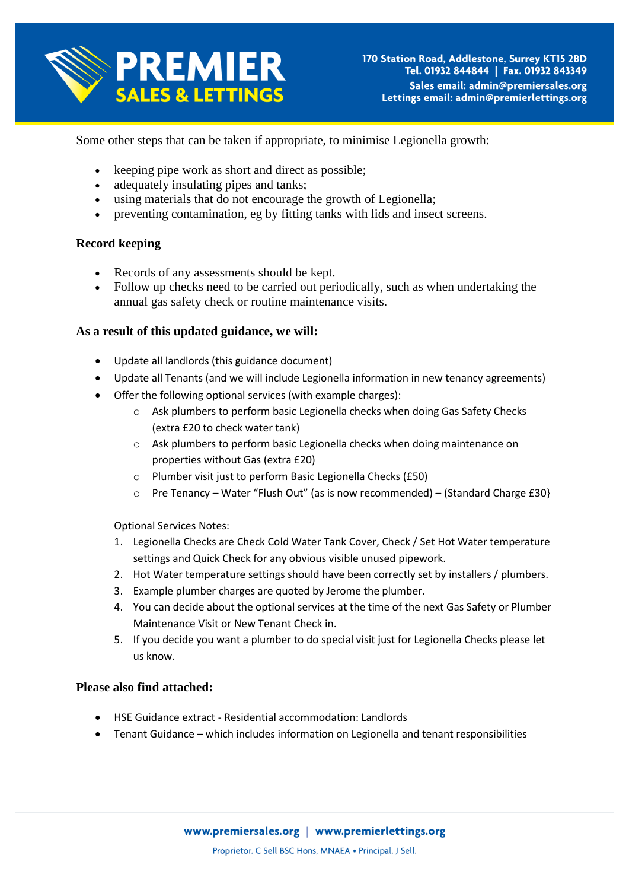Some other steps that can be taken if appropriate, to minimise Legionella growth:

- keeping pipe work as short and direct as possible;
- adequately insulating pipes and tanks;
- using materials that do not encourage the growth of Legionella;
- preventing contamination, eg by fitting tanks with lids and insect screens.

**Record keeping**

- Records of any assessments should be kept.
- Follow up checks need to be carried out periodically, such as when undertaking the annual gas safety check or routine maintenance visits.

**As a result of this updated guidance, we will:**

- Update all landlords (this guidance document)
- Update all Tenants (and we will include Legionella information in new tenancy agreements)
- Offer the following optional services (with example charges):
    - Ask plumbers to perform basic Legionella checks when doing Gas Safety Checks (extra £20 to check water tank)
    - Ask plumbers to perform basic Legionella checks when doing maintenance on properties without Gas (extra £20)
    - Plumber visit just to perform Basic Legionella Checks (£50)
    - Pre Tenancy – Water "Flush Out" (as is now recommended) – (Standard Charge £30}

Optional Services Notes:

1. Legionella Checks are Check Cold Water Tank Cover, Check / Set Hot Water temperature settings and Quick Check for any obvious visible unused pipework.
2. Hot Water temperature settings should have been correctly set by installers / plumbers.
3. Example plumber charges are quoted by Jerome the plumber.
4. You can decide about the optional services at the time of the next Gas Safety or Plumber Maintenance Visit or New Tenant Check in.
5. If you decide you want a plumber to do special visit just for Legionella Checks please let us know.

**Please also find attached:**

- HSE Guidance extract - Residential accommodation: Landlords
- Tenant Guidance – which includes information on Legionella and tenant responsibilities